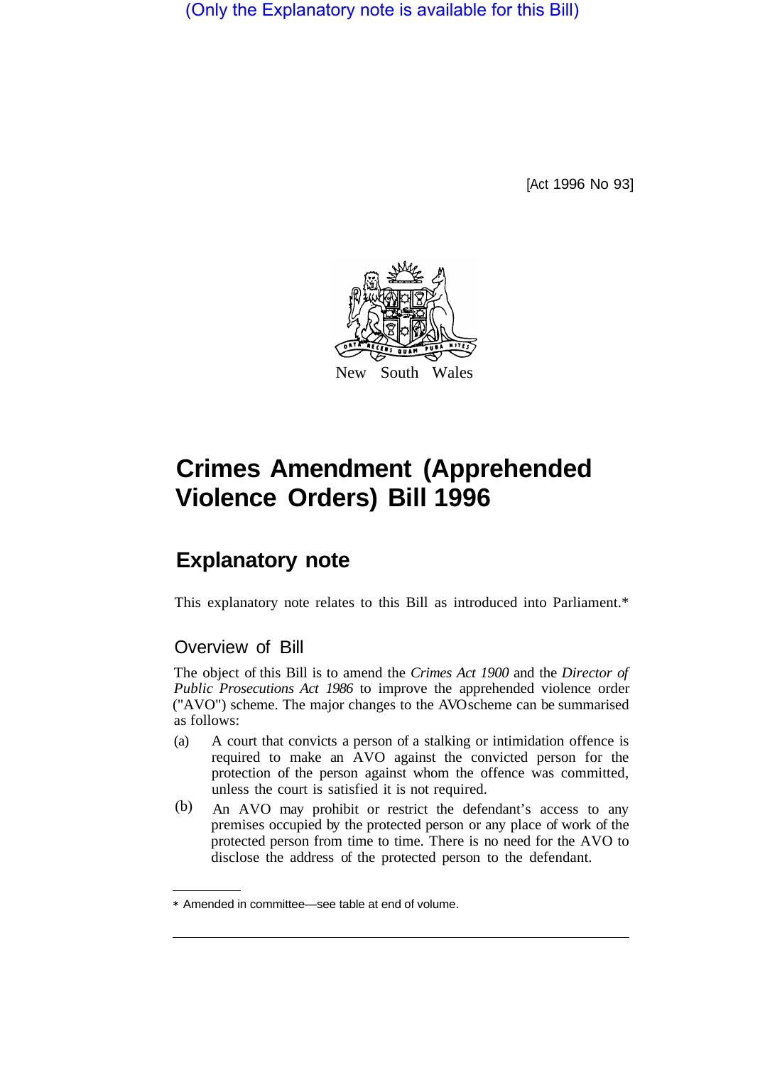(Only the Explanatory note is available for this Bill)

[Act 1996 No 93]

New South Wales

# Crimes Amendment (Apprehended Violence Orders) Bill 1996

## Explanatory note

This explanatory note relates to this Bill as introduced into Parliament.*

### Overview of Bill

The object of this Bill is to amend the *Crimes Act 1900* and the *Director of Public Prosecutions Act 1986* to improve the apprehended violence order ("AVO") scheme. The major changes to the AVO scheme can be summarised as follows:

(a) A court that convicts a person of a stalking or intimidation offence is required to make an AVO against the convicted person for the protection of the person against whom the offence was committed, unless the court is satisfied it is not required.

(b) An AVO may prohibit or restrict the defendant's access to any premises occupied by the protected person or any place of work of the protected person from time to time. There is no need for the AVO to disclose the address of the protected person to the defendant.

* Amended in committee—see table at end of volume.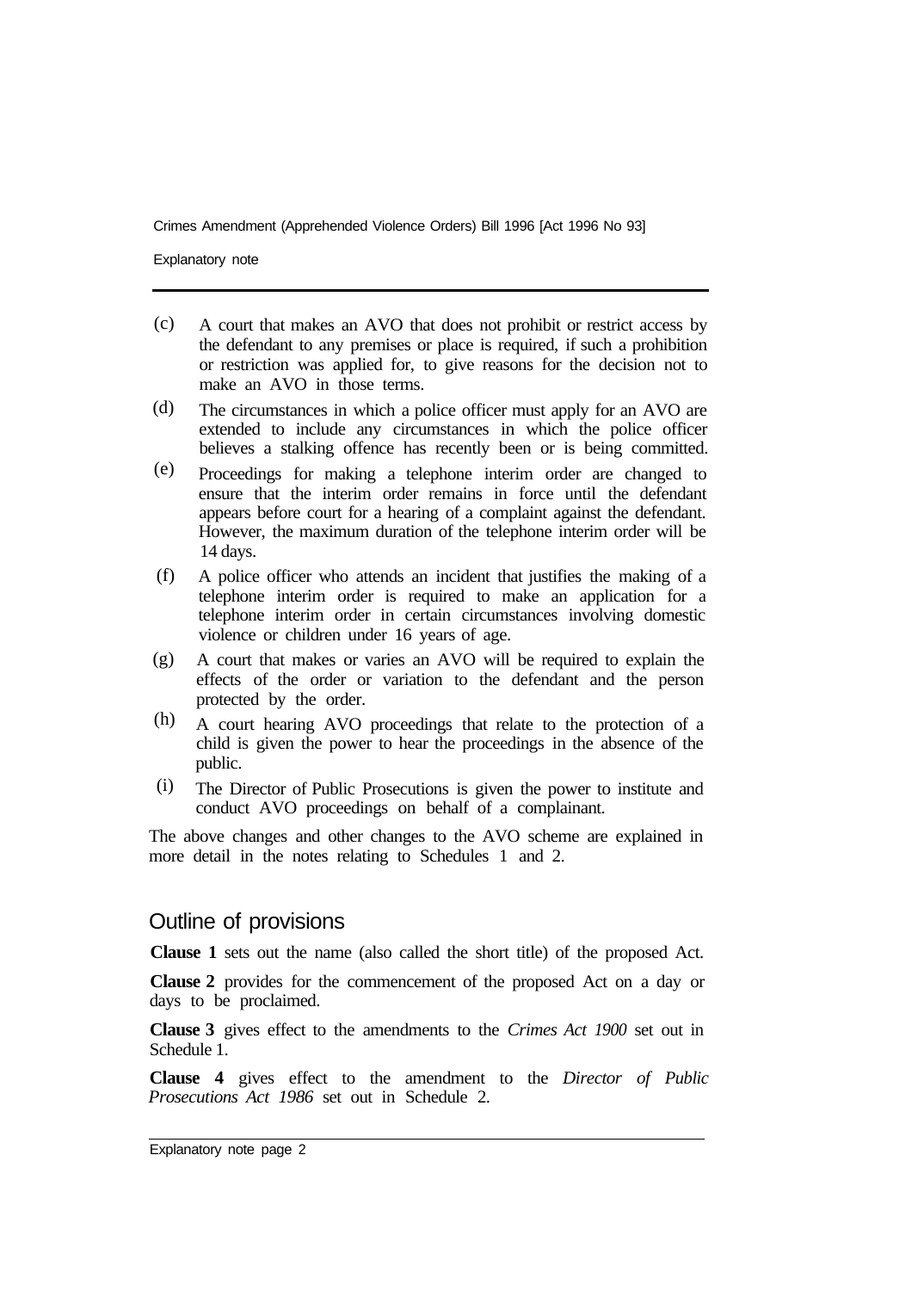(c) A court that makes an AVO that does not prohibit or restrict access by the defendant to any premises or place is required, if such a prohibition or restriction was applied for, to give reasons for the decision not to make an AVO in those terms.

(d) The circumstances in which a police officer must apply for an AVO are extended to include any circumstances in which the police officer believes a stalking offence has recently been or is being committed.

(e) Proceedings for making a telephone interim order are changed to ensure that the interim order remains in force until the defendant appears before court for a hearing of a complaint against the defendant. However, the maximum duration of the telephone interim order will be 14 days.

(f) A police officer who attends an incident that justifies the making of a telephone interim order is required to make an application for a telephone interim order in certain circumstances involving domestic violence or children under 16 years of age.

(g) A court that makes or varies an AVO will be required to explain the effects of the order or variation to the defendant and the person protected by the order.

(h) A court hearing AVO proceedings that relate to the protection of a child is given the power to hear the proceedings in the absence of the public.

(i) The Director of Public Prosecutions is given the power to institute and conduct AVO proceedings on behalf of a complainant.

The above changes and other changes to the AVO scheme are explained in more detail in the notes relating to Schedules 1 and 2.

## Outline of provisions

**Clause 1** sets out the name (also called the short title) of the proposed Act.

**Clause 2** provides for the commencement of the proposed Act on a day or days to be proclaimed.

**Clause 3** gives effect to the amendments to the *Crimes Act 1900* set out in Schedule 1.

**Clause 4** gives effect to the amendment to the *Director of Public Prosecutions Act 1986* set out in Schedule 2.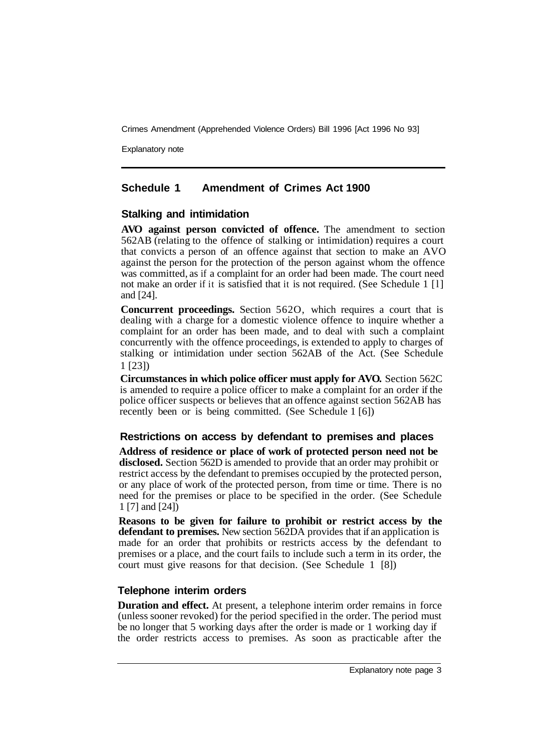## Schedule 1 Amendment of Crimes Act 1900

### Stalking and intimidation

**AVO against person convicted of offence.** The amendment to section 562AB (relating to the offence of stalking or intimidation) requires a court that convicts a person of an offence against that section to make an AVO against the person for the protection of the person against whom the offence was committed, as if a complaint for an order had been made. The court need not make an order if it is satisfied that it is not required. (See Schedule 1 [1] and [24].

**Concurrent proceedings.** Section 562O, which requires a court that is dealing with a charge for a domestic violence offence to inquire whether a complaint for an order has been made, and to deal with such a complaint concurrently with the offence proceedings, is extended to apply to charges of stalking or intimidation under section 562AB of the Act. (See Schedule 1 [23])

**Circumstances in which police officer must apply for AVO.** Section 562C is amended to require a police officer to make a complaint for an order if the police officer suspects or believes that an offence against section 562AB has recently been or is being committed. (See Schedule 1 [6])

### Restrictions on access by defendant to premises and places

**Address of residence or place of work of protected person need not be disclosed.** Section 562D is amended to provide that an order may prohibit or restrict access by the defendant to premises occupied by the protected person, or any place of work of the protected person, from time or time. There is no need for the premises or place to be specified in the order. (See Schedule 1 [7] and [24])

**Reasons to be given for failure to prohibit or restrict access by the defendant to premises.** New section 562DA provides that if an application is made for an order that prohibits or restricts access by the defendant to premises or a place, and the court fails to include such a term in its order, the court must give reasons for that decision. (See Schedule 1 [8])

### Telephone interim orders

**Duration and effect.** At present, a telephone interim order remains in force (unless sooner revoked) for the period specified in the order. The period must be no longer that 5 working days after the order is made or 1 working day if the order restricts access to premises. As soon as practicable after the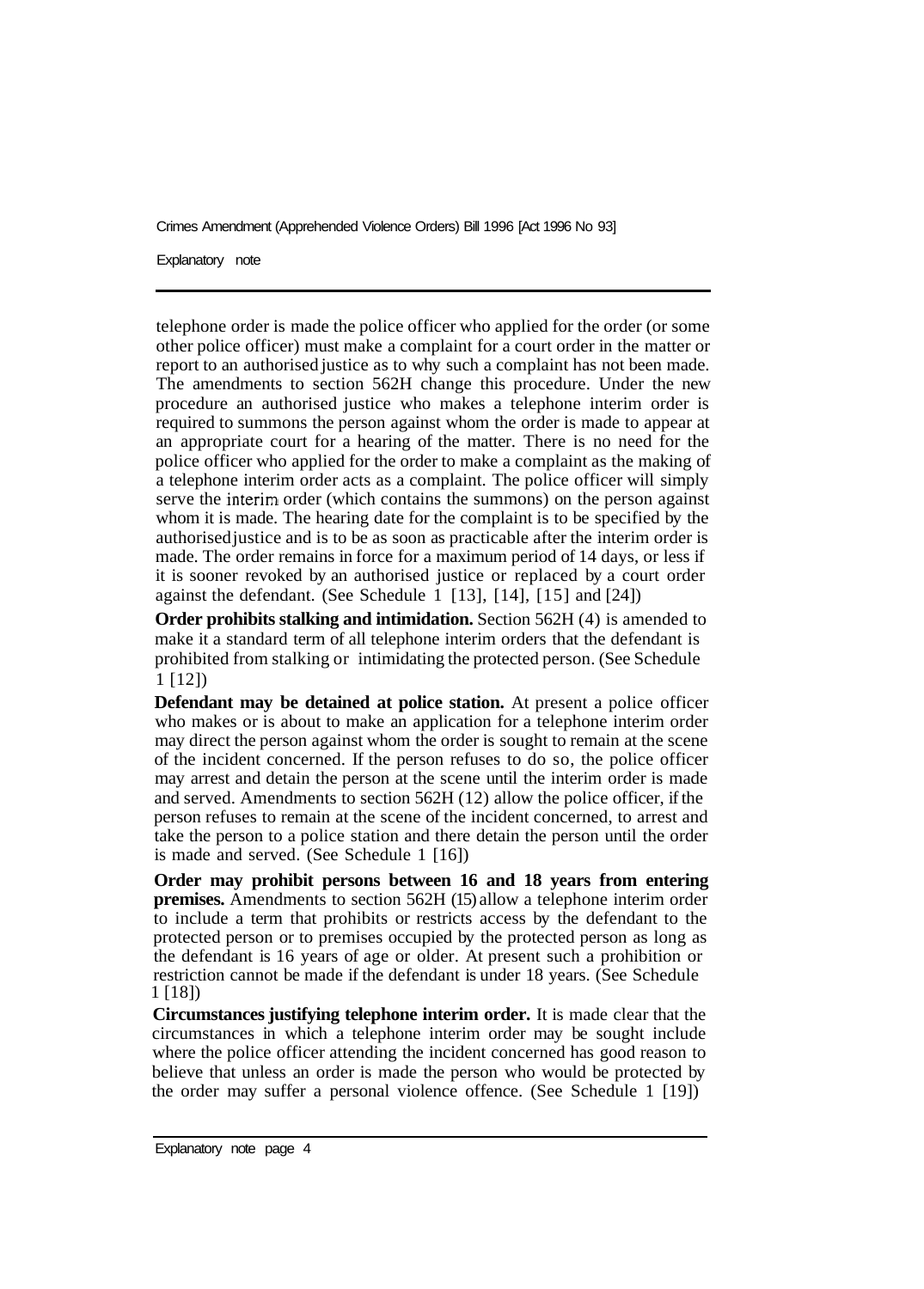telephone order is made the police officer who applied for the order (or some other police officer) must make a complaint for a court order in the matter or report to an authorised justice as to why such a complaint has not been made. The amendments to section 562H change this procedure. Under the new procedure an authorised justice who makes a telephone interim order is required to summons the person against whom the order is made to appear at an appropriate court for a hearing of the matter. There is no need for the police officer who applied for the order to make a complaint as the making of a telephone interim order acts as a complaint. The police officer will simply serve the interim order (which contains the summons) on the person against whom it is made. The hearing date for the complaint is to be specified by the authorised justice and is to be as soon as practicable after the interim order is made. The order remains in force for a maximum period of 14 days, or less if it is sooner revoked by an authorised justice or replaced by a court order against the defendant. (See Schedule 1 [13], [14], [15] and [24])

**Order prohibits stalking and intimidation.** Section 562H (4) is amended to make it a standard term of all telephone interim orders that the defendant is prohibited from stalking or intimidating the protected person. (See Schedule 1 [12])

**Defendant may be detained at police station.** At present a police officer who makes or is about to make an application for a telephone interim order may direct the person against whom the order is sought to remain at the scene of the incident concerned. If the person refuses to do so, the police officer may arrest and detain the person at the scene until the interim order is made and served. Amendments to section 562H (12) allow the police officer, if the person refuses to remain at the scene of the incident concerned, to arrest and take the person to a police station and there detain the person until the order is made and served. (See Schedule 1 [16])

**Order may prohibit persons between 16 and 18 years from entering premises.** Amendments to section 562H (15) allow a telephone interim order to include a term that prohibits or restricts access by the defendant to the protected person or to premises occupied by the protected person as long as the defendant is 16 years of age or older. At present such a prohibition or restriction cannot be made if the defendant is under 18 years. (See Schedule 1 [18])

**Circumstances justifying telephone interim order.** It is made clear that the circumstances in which a telephone interim order may be sought include where the police officer attending the incident concerned has good reason to believe that unless an order is made the person who would be protected by the order may suffer a personal violence offence. (See Schedule 1 [19])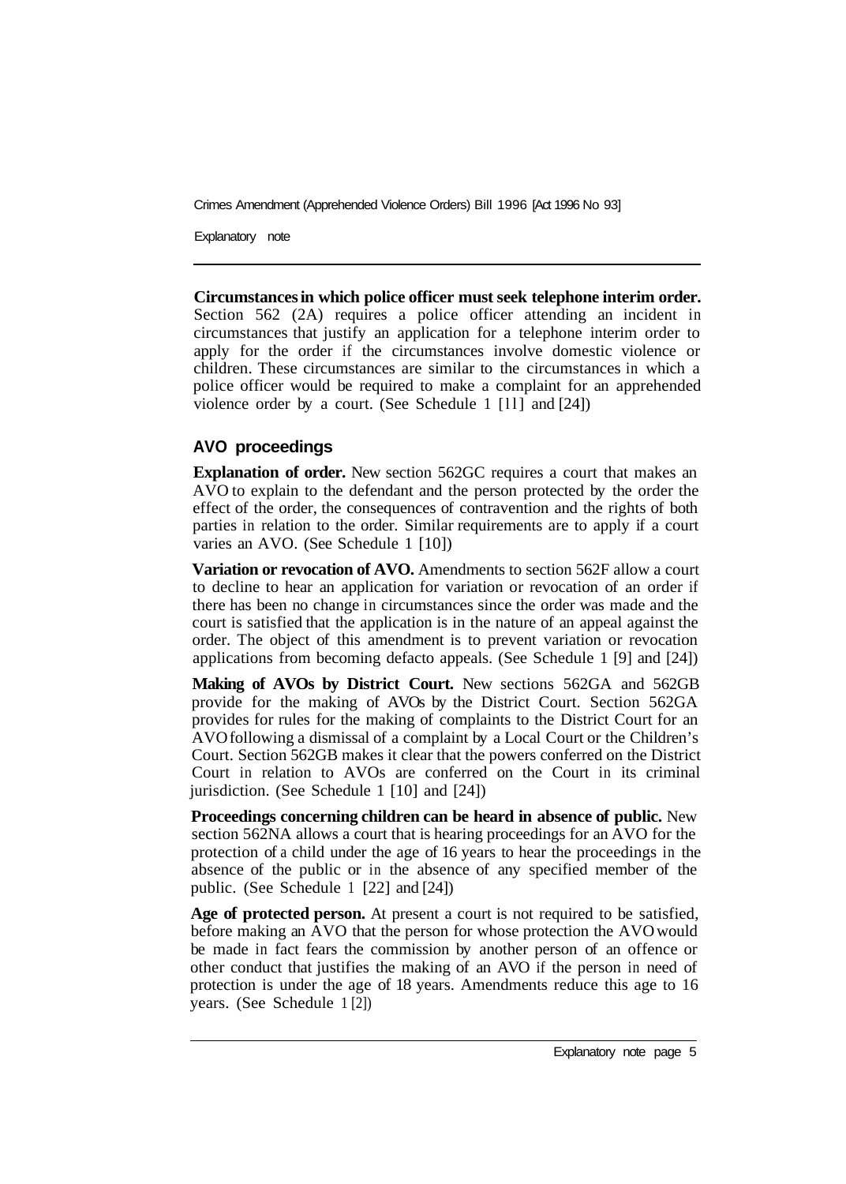**Circumstances in which police officer must seek telephone interim order.** Section 562 (2A) requires a police officer attending an incident in circumstances that justify an application for a telephone interim order to apply for the order if the circumstances involve domestic violence or children. These circumstances are similar to the circumstances in which a police officer would be required to make a complaint for an apprehended violence order by a court. (See Schedule 1 [11] and [24])

## AVO proceedings

**Explanation of order.** New section 562GC requires a court that makes an AVO to explain to the defendant and the person protected by the order the effect of the order, the consequences of contravention and the rights of both parties in relation to the order. Similar requirements are to apply if a court varies an AVO. (See Schedule 1 [10])

**Variation or revocation of AVO.** Amendments to section 562F allow a court to decline to hear an application for variation or revocation of an order if there has been no change in circumstances since the order was made and the court is satisfied that the application is in the nature of an appeal against the order. The object of this amendment is to prevent variation or revocation applications from becoming defacto appeals. (See Schedule 1 [9] and [24])

**Making of AVOs by District Court.** New sections 562GA and 562GB provide for the making of AVOs by the District Court. Section 562GA provides for rules for the making of complaints to the District Court for an AVO following a dismissal of a complaint by a Local Court or the Children's Court. Section 562GB makes it clear that the powers conferred on the District Court in relation to AVOs are conferred on the Court in its criminal jurisdiction. (See Schedule 1 [10] and [24])

**Proceedings concerning children can be heard in absence of public.** New section 562NA allows a court that is hearing proceedings for an AVO for the protection of a child under the age of 16 years to hear the proceedings in the absence of the public or in the absence of any specified member of the public. (See Schedule 1 [22] and [24])

**Age of protected person.** At present a court is not required to be satisfied, before making an AVO that the person for whose protection the AVO would be made in fact fears the commission by another person of an offence or other conduct that justifies the making of an AVO if the person in need of protection is under the age of 18 years. Amendments reduce this age to 16 years. (See Schedule 1 [2])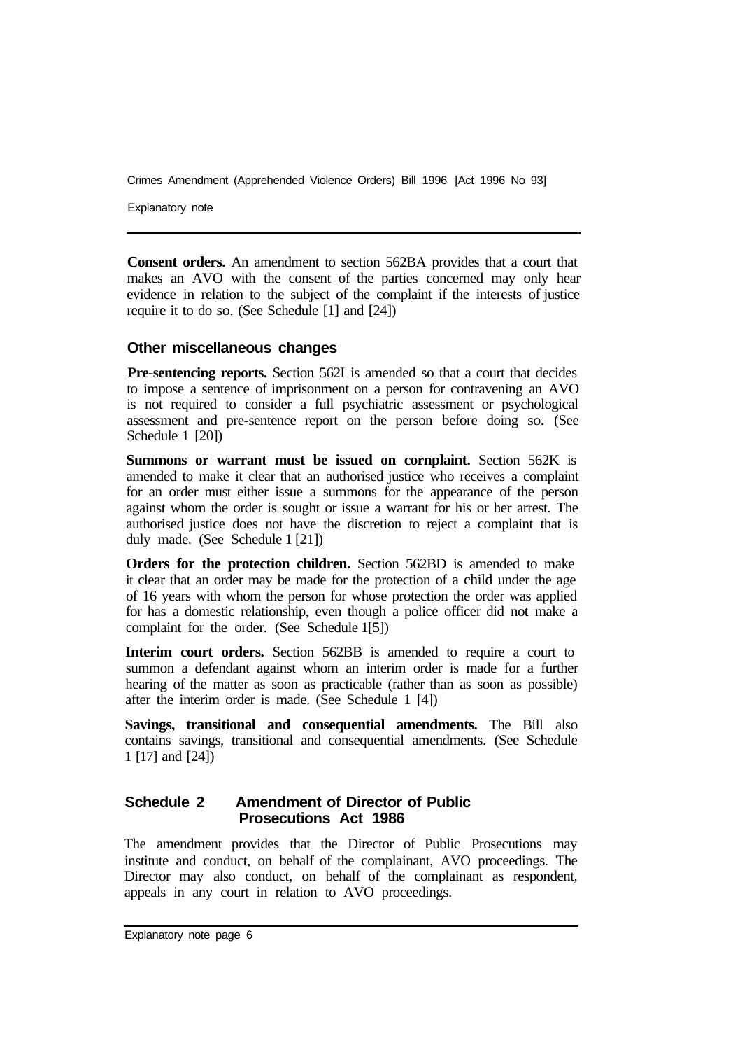**Consent orders.** An amendment to section 562BA provides that a court that makes an AVO with the consent of the parties concerned may only hear evidence in relation to the subject of the complaint if the interests of justice require it to do so. (See Schedule [1] and [24])

### Other miscellaneous changes

**Pre-sentencing reports.** Section 562I is amended so that a court that decides to impose a sentence of imprisonment on a person for contravening an AVO is not required to consider a full psychiatric assessment or psychological assessment and pre-sentence report on the person before doing so. (See Schedule 1 [20])

**Summons or warrant must be issued on cornplaint.** Section 562K is amended to make it clear that an authorised justice who receives a complaint for an order must either issue a summons for the appearance of the person against whom the order is sought or issue a warrant for his or her arrest. The authorised justice does not have the discretion to reject a complaint that is duly made. (See Schedule 1 [21])

**Orders for the protection children.** Section 562BD is amended to make it clear that an order may be made for the protection of a child under the age of 16 years with whom the person for whose protection the order was applied for has a domestic relationship, even though a police officer did not make a complaint for the order. (See Schedule 1[5])

**Interim court orders.** Section 562BB is amended to require a court to summon a defendant against whom an interim order is made for a further hearing of the matter as soon as practicable (rather than as soon as possible) after the interim order is made. (See Schedule 1 [4])

**Savings, transitional and consequential amendments.** The Bill also contains savings, transitional and consequential amendments. (See Schedule 1 [17] and [24])

## Schedule 2 Amendment of Director of Public Prosecutions Act 1986

The amendment provides that the Director of Public Prosecutions may institute and conduct, on behalf of the complainant, AVO proceedings. The Director may also conduct, on behalf of the complainant as respondent, appeals in any court in relation to AVO proceedings.